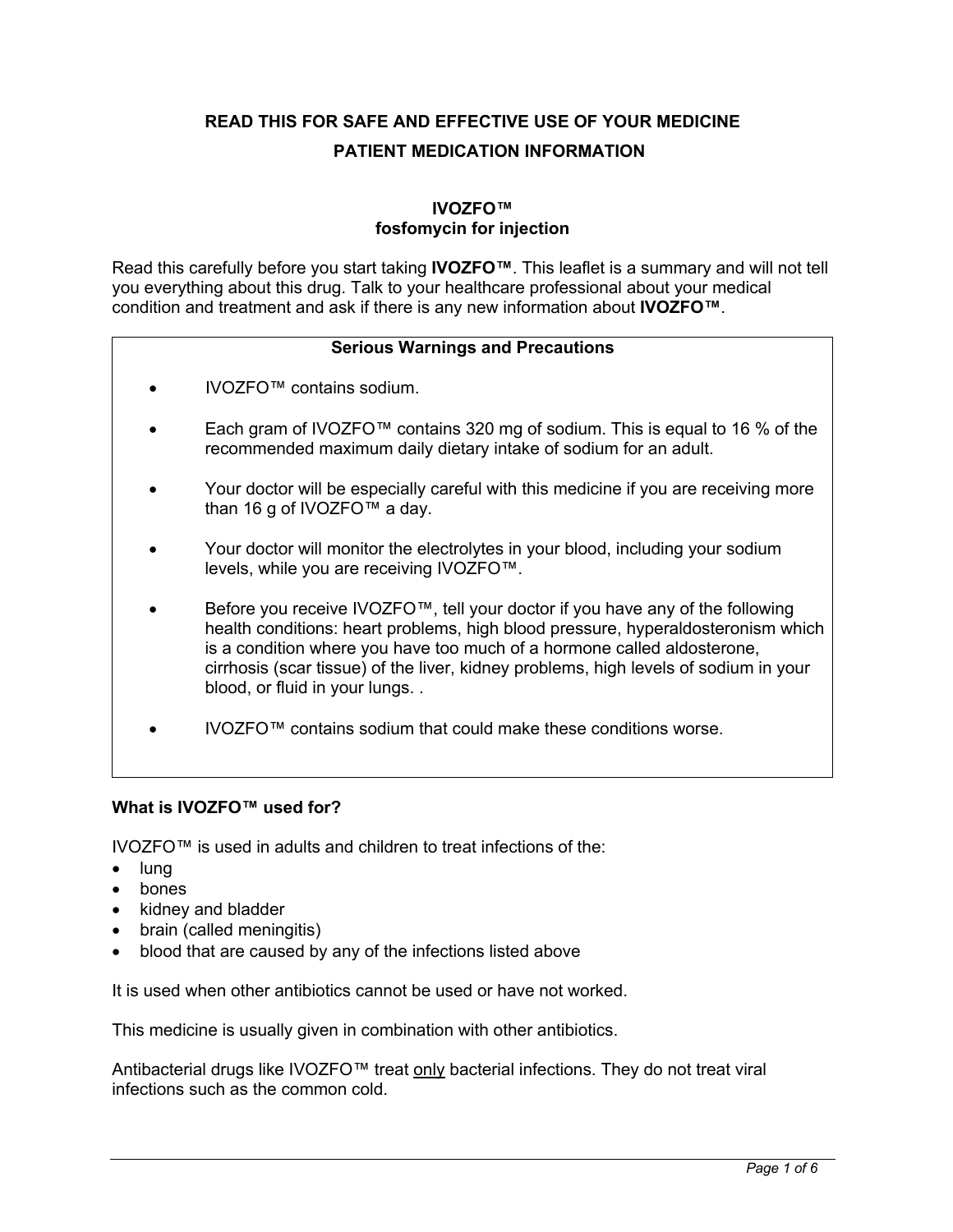# READ THIS FOR SAFE AND EFFECTIVE USE OF YOUR MEDICINE

# PATIENT MEDICATION INFORMATION

## IVOZFO™
## fosfomycin for injection

Read this carefully before you start taking **IVOZFO™**. This leaflet is a summary and will not tell you everything about this drug. Talk to your healthcare professional about your medical condition and treatment and ask if there is any new information about **IVOZFO™**.

**Serious Warnings and Precautions**

- IVOZFO™ contains sodium.
- Each gram of IVOZFO™ contains 320 mg of sodium. This is equal to 16 % of the recommended maximum daily dietary intake of sodium for an adult.
- Your doctor will be especially careful with this medicine if you are receiving more than 16 g of IVOZFO™ a day.
- Your doctor will monitor the electrolytes in your blood, including your sodium levels, while you are receiving IVOZFO™.
- Before you receive IVOZFO™, tell your doctor if you have any of the following health conditions: heart problems, high blood pressure, hyperaldosteronism which is a condition where you have too much of a hormone called aldosterone, cirrhosis (scar tissue) of the liver, kidney problems, high levels of sodium in your blood, or fluid in your lungs. .
- IVOZFO™ contains sodium that could make these conditions worse.

### What is IVOZFO™ used for?

IVOZFO™ is used in adults and children to treat infections of the:

- lung
- bones
- kidney and bladder
- brain (called meningitis)
- blood that are caused by any of the infections listed above

It is used when other antibiotics cannot be used or have not worked.

This medicine is usually given in combination with other antibiotics.

Antibacterial drugs like IVOZFO™ treat only bacterial infections. They do not treat viral infections such as the common cold.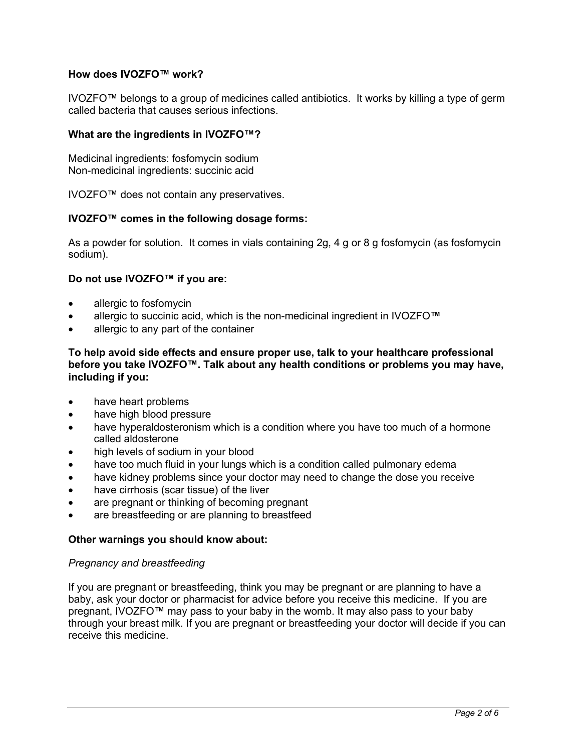**How does IVOZFO™ work?**

IVOZFO™ belongs to a group of medicines called antibiotics. It works by killing a type of germ called bacteria that causes serious infections.

**What are the ingredients in IVOZFO™?**

Medicinal ingredients: fosfomycin sodium
Non-medicinal ingredients: succinic acid

IVOZFO™ does not contain any preservatives.

**IVOZFO™ comes in the following dosage forms:**

As a powder for solution. It comes in vials containing 2g, 4 g or 8 g fosfomycin (as fosfomycin sodium).

**Do not use IVOZFO™ if you are:**

- allergic to fosfomycin
- allergic to succinic acid, which is the non-medicinal ingredient in IVOZFO**™**
- allergic to any part of the container

**To help avoid side effects and ensure proper use, talk to your healthcare professional before you take IVOZFO™. Talk about any health conditions or problems you may have, including if you:**

- have heart problems
- have high blood pressure
- have hyperaldosteronism which is a condition where you have too much of a hormone called aldosterone
- high levels of sodium in your blood
- have too much fluid in your lungs which is a condition called pulmonary edema
- have kidney problems since your doctor may need to change the dose you receive
- have cirrhosis (scar tissue) of the liver
- are pregnant or thinking of becoming pregnant
- are breastfeeding or are planning to breastfeed

**Other warnings you should know about:**

*Pregnancy and breastfeeding*

If you are pregnant or breastfeeding, think you may be pregnant or are planning to have a baby, ask your doctor or pharmacist for advice before you receive this medicine. If you are pregnant, IVOZFO™ may pass to your baby in the womb. It may also pass to your baby through your breast milk. If you are pregnant or breastfeeding your doctor will decide if you can receive this medicine.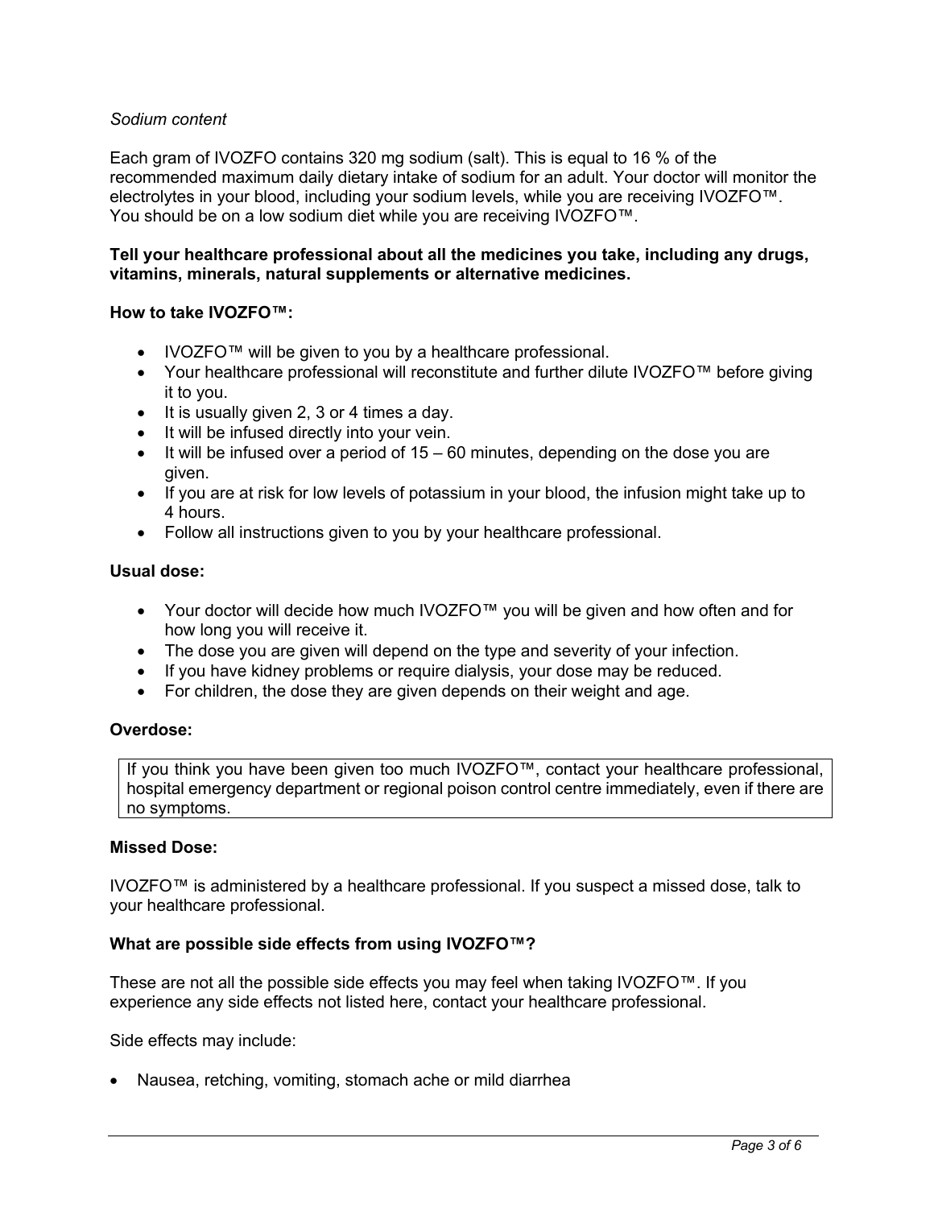*Sodium content*

Each gram of IVOZFO contains 320 mg sodium (salt). This is equal to 16 % of the recommended maximum daily dietary intake of sodium for an adult. Your doctor will monitor the electrolytes in your blood, including your sodium levels, while you are receiving IVOZFO™. You should be on a low sodium diet while you are receiving IVOZFO™.

**Tell your healthcare professional about all the medicines you take, including any drugs, vitamins, minerals, natural supplements or alternative medicines.**

**How to take IVOZFO™:**

- IVOZFO™ will be given to you by a healthcare professional.
- Your healthcare professional will reconstitute and further dilute IVOZFO™ before giving it to you.
- It is usually given 2, 3 or 4 times a day.
- It will be infused directly into your vein.
- It will be infused over a period of 15 – 60 minutes, depending on the dose you are given.
- If you are at risk for low levels of potassium in your blood, the infusion might take up to 4 hours.
- Follow all instructions given to you by your healthcare professional.

**Usual dose:**

- Your doctor will decide how much IVOZFO™ you will be given and how often and for how long you will receive it.
- The dose you are given will depend on the type and severity of your infection.
- If you have kidney problems or require dialysis, your dose may be reduced.
- For children, the dose they are given depends on their weight and age.

**Overdose:**

| If you think you have been given too much IVOZFO™, contact your healthcare professional, hospital emergency department or regional poison control centre immediately, even if there are no symptoms. |
|---|

**Missed Dose:**

IVOZFO™ is administered by a healthcare professional. If you suspect a missed dose, talk to your healthcare professional.

**What are possible side effects from using IVOZFO™?**

These are not all the possible side effects you may feel when taking IVOZFO™. If you experience any side effects not listed here, contact your healthcare professional.

Side effects may include:

- Nausea, retching, vomiting, stomach ache or mild diarrhea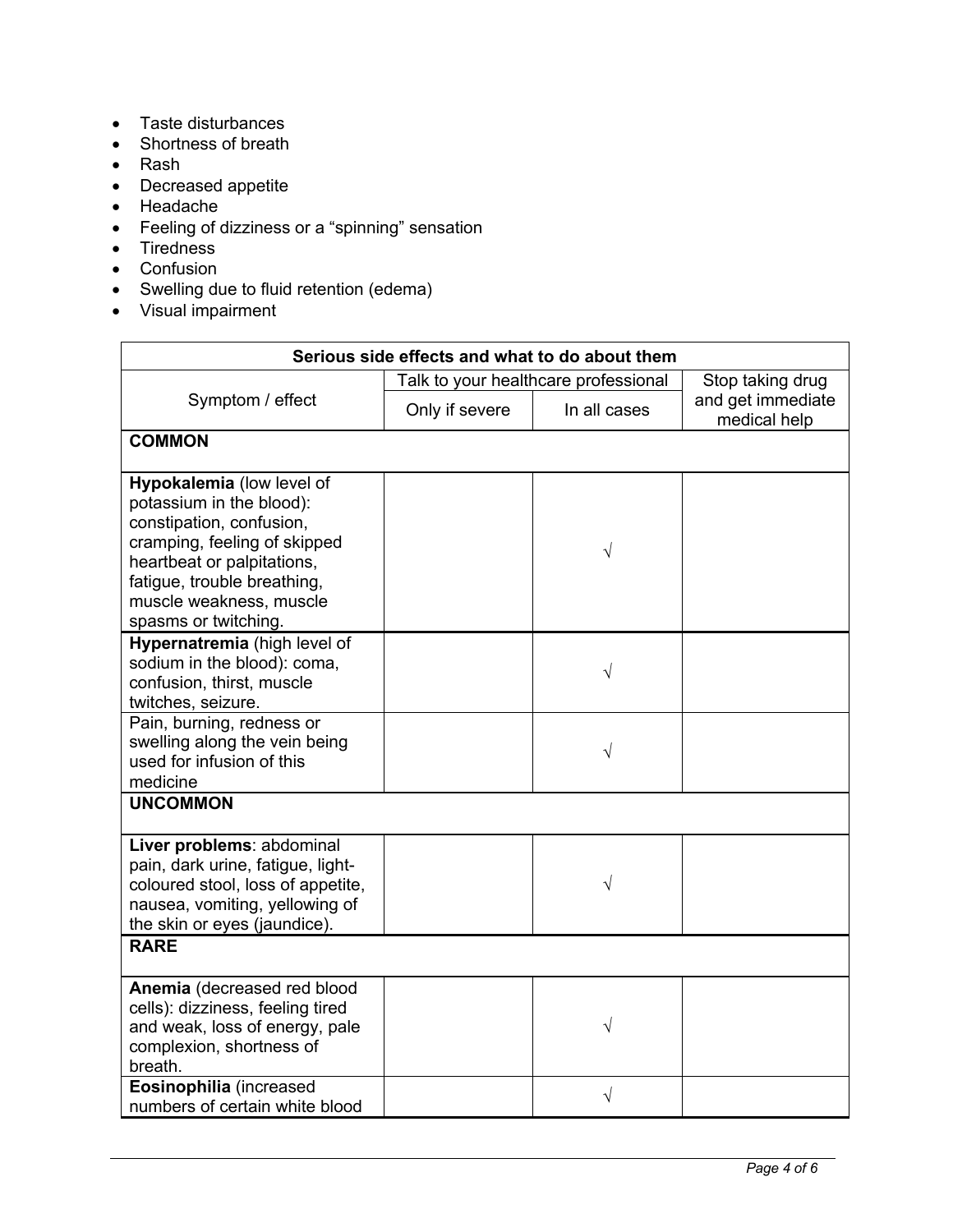- Taste disturbances
- Shortness of breath
- Rash
- Decreased appetite
- Headache
- Feeling of dizziness or a “spinning” sensation
- Tiredness
- Confusion
- Swelling due to fluid retention (edema)
- Visual impairment

| Serious side effects and what to do about them | | | |
|---|---|---|---|
| Symptom / effect | Talk to your healthcare professional | | Stop taking drug and get immediate medical help |
| | Only if severe | In all cases | |
| **COMMON** | | | |
| **Hypokalemia** (low level of potassium in the blood): constipation, confusion, cramping, feeling of skipped heartbeat or palpitations, fatigue, trouble breathing, muscle weakness, muscle spasms or twitching. | | √ | |
| **Hypernatremia** (high level of sodium in the blood): coma, confusion, thirst, muscle twitches, seizure. | | √ | |
| Pain, burning, redness or swelling along the vein being used for infusion of this medicine | | √ | |
| **UNCOMMON** | | | |
| **Liver problems**: abdominal pain, dark urine, fatigue, light-coloured stool, loss of appetite, nausea, vomiting, yellowing of the skin or eyes (jaundice). | | √ | |
| **RARE** | | | |
| **Anemia** (decreased red blood cells): dizziness, feeling tired and weak, loss of energy, pale complexion, shortness of breath. | | √ | |
| **Eosinophilia** (increased numbers of certain white blood | | √ | |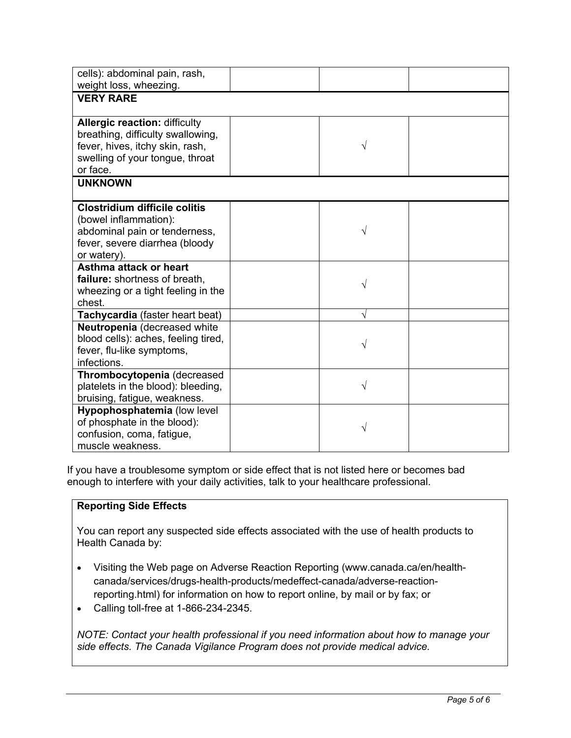| | | | |
|---|---|---|---|
| cells): abdominal pain, rash, weight loss, wheezing. | | | |
| **VERY RARE** | | | |
| **Allergic reaction:** difficulty breathing, difficulty swallowing, fever, hives, itchy skin, rash, swelling of your tongue, throat or face. | | √ | |
| **UNKNOWN** | | | |
| **Clostridium difficile colitis** (bowel inflammation): abdominal pain or tenderness, fever, severe diarrhea (bloody or watery). | | √ | |
| **Asthma attack or heart failure:** shortness of breath, wheezing or a tight feeling in the chest. | | √ | |
| **Tachycardia** (faster heart beat) | | √ | |
| **Neutropenia** (decreased white blood cells): aches, feeling tired, fever, flu-like symptoms, infections. | | √ | |
| **Thrombocytopenia** (decreased platelets in the blood): bleeding, bruising, fatigue, weakness. | | √ | |
| **Hypophosphatemia** (low level of phosphate in the blood): confusion, coma, fatigue, muscle weakness. | | √ | |

If you have a troublesome symptom or side effect that is not listed here or becomes bad enough to interfere with your daily activities, talk to your healthcare professional.

**Reporting Side Effects**

You can report any suspected side effects associated with the use of health products to Health Canada by:

- Visiting the Web page on Adverse Reaction Reporting (www.canada.ca/en/health-canada/services/drugs-health-products/medeffect-canada/adverse-reaction-reporting.html) for information on how to report online, by mail or by fax; or
- Calling toll-free at 1-866-234-2345.

*NOTE: Contact your health professional if you need information about how to manage your side effects. The Canada Vigilance Program does not provide medical advice.*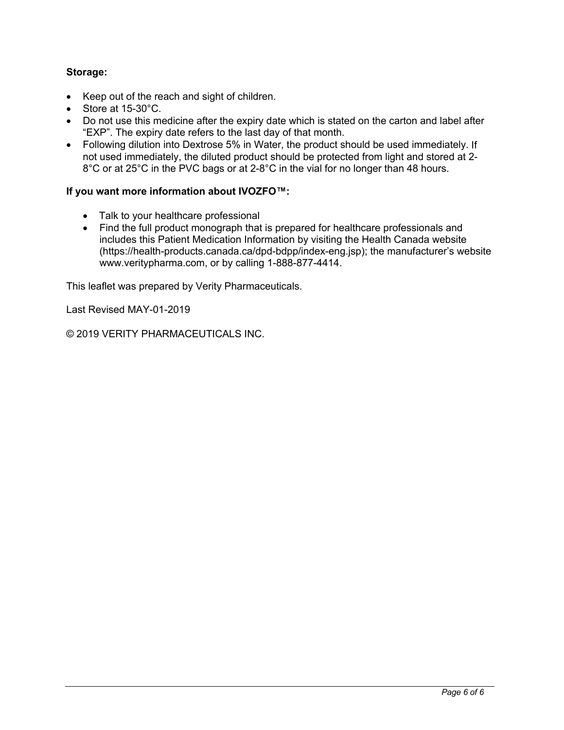**Storage:**

- Keep out of the reach and sight of children.
- Store at 15-30°C.
- Do not use this medicine after the expiry date which is stated on the carton and label after "EXP". The expiry date refers to the last day of that month.
- Following dilution into Dextrose 5% in Water, the product should be used immediately. If not used immediately, the diluted product should be protected from light and stored at 2-8°C or at 25°C in the PVC bags or at 2-8°C in the vial for no longer than 48 hours.

**If you want more information about IVOZFO™:**

- Talk to your healthcare professional
- Find the full product monograph that is prepared for healthcare professionals and includes this Patient Medication Information by visiting the Health Canada website (https://health-products.canada.ca/dpd-bdpp/index-eng.jsp); the manufacturer's website www.veritypharma.com, or by calling 1-888-877-4414.

This leaflet was prepared by Verity Pharmaceuticals.

Last Revised MAY-01-2019

© 2019 VERITY PHARMACEUTICALS INC.